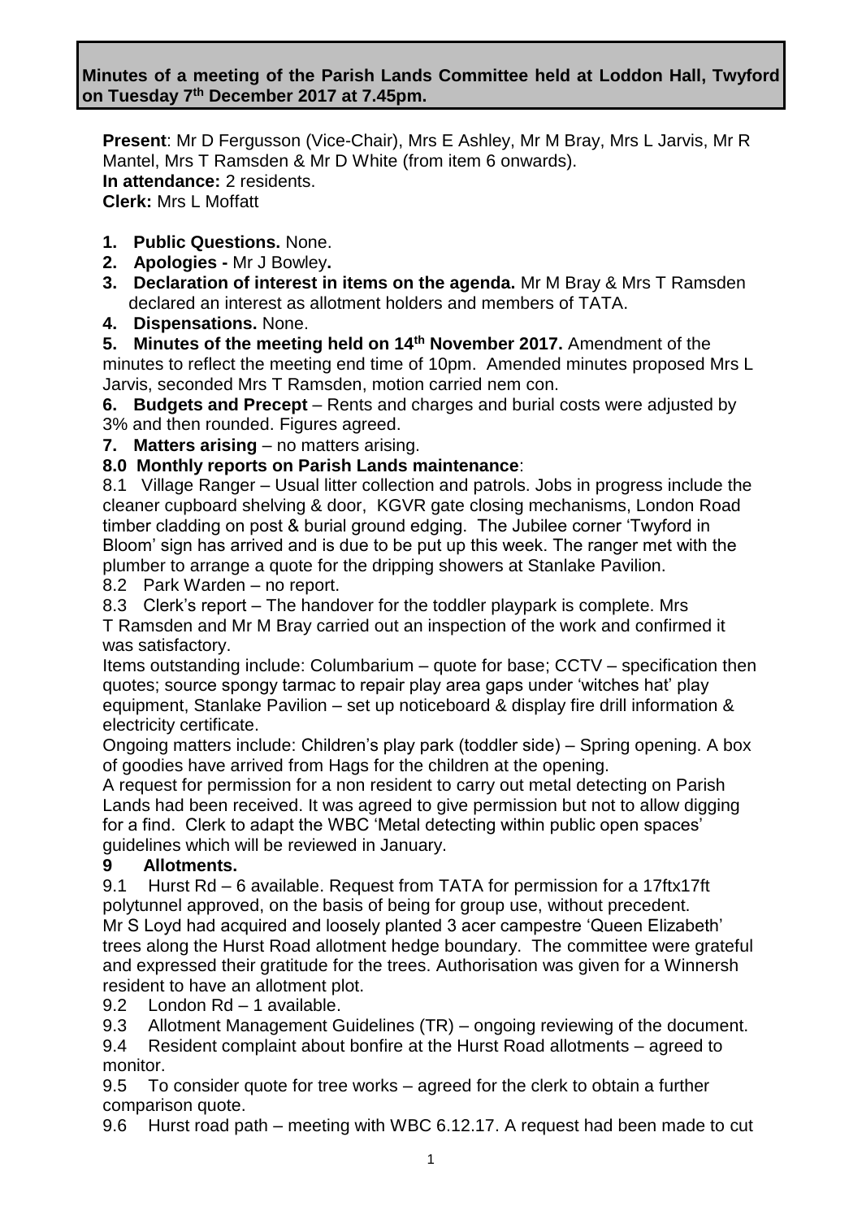**Minutes of a meeting of the Parish Lands Committee held at Loddon Hall, Twyford on Tuesday 7th December 2017 at 7.45pm.**

**Present**: Mr D Fergusson (Vice-Chair), Mrs E Ashley, Mr M Bray, Mrs L Jarvis, Mr R Mantel, Mrs T Ramsden & Mr D White (from item 6 onwards).
**In attendance:** 2 residents.
**Clerk:** Mrs L Moffatt

1. **Public Questions.** None.
2. **Apologies -** Mr J Bowley**.**
3. **Declaration of interest in items on the agenda.** Mr M Bray & Mrs T Ramsden declared an interest as allotment holders and members of TATA.
4. **Dispensations.** None.

**5. Minutes of the meeting held on 14th November 2017.** Amendment of the minutes to reflect the meeting end time of 10pm. Amended minutes proposed Mrs L Jarvis, seconded Mrs T Ramsden, motion carried nem con.

**6. Budgets and Precept** – Rents and charges and burial costs were adjusted by 3% and then rounded. Figures agreed.

**7. Matters arising** – no matters arising.

**8.0 Monthly reports on Parish Lands maintenance**:

8.1 Village Ranger – Usual litter collection and patrols. Jobs in progress include the cleaner cupboard shelving & door, KGVR gate closing mechanisms, London Road timber cladding on post & burial ground edging. The Jubilee corner 'Twyford in Bloom' sign has arrived and is due to be put up this week. The ranger met with the plumber to arrange a quote for the dripping showers at Stanlake Pavilion.

8.2 Park Warden – no report.

8.3 Clerk's report – The handover for the toddler playpark is complete. Mrs T Ramsden and Mr M Bray carried out an inspection of the work and confirmed it was satisfactory.

Items outstanding include: Columbarium – quote for base; CCTV – specification then quotes; source spongy tarmac to repair play area gaps under 'witches hat' play equipment, Stanlake Pavilion – set up noticeboard & display fire drill information & electricity certificate.

Ongoing matters include: Children's play park (toddler side) – Spring opening. A box of goodies have arrived from Hags for the children at the opening.

A request for permission for a non resident to carry out metal detecting on Parish Lands had been received. It was agreed to give permission but not to allow digging for a find. Clerk to adapt the WBC 'Metal detecting within public open spaces' guidelines which will be reviewed in January.

**9 Allotments.**

9.1 Hurst Rd – 6 available. Request from TATA for permission for a 17ftx17ft polytunnel approved, on the basis of being for group use, without precedent.
Mr S Loyd had acquired and loosely planted 3 acer campestre 'Queen Elizabeth' trees along the Hurst Road allotment hedge boundary. The committee were grateful and expressed their gratitude for the trees. Authorisation was given for a Winnersh resident to have an allotment plot.

9.2 London Rd – 1 available.

9.3 Allotment Management Guidelines (TR) – ongoing reviewing of the document.

9.4 Resident complaint about bonfire at the Hurst Road allotments – agreed to monitor.

9.5 To consider quote for tree works – agreed for the clerk to obtain a further comparison quote.

9.6 Hurst road path – meeting with WBC 6.12.17. A request had been made to cut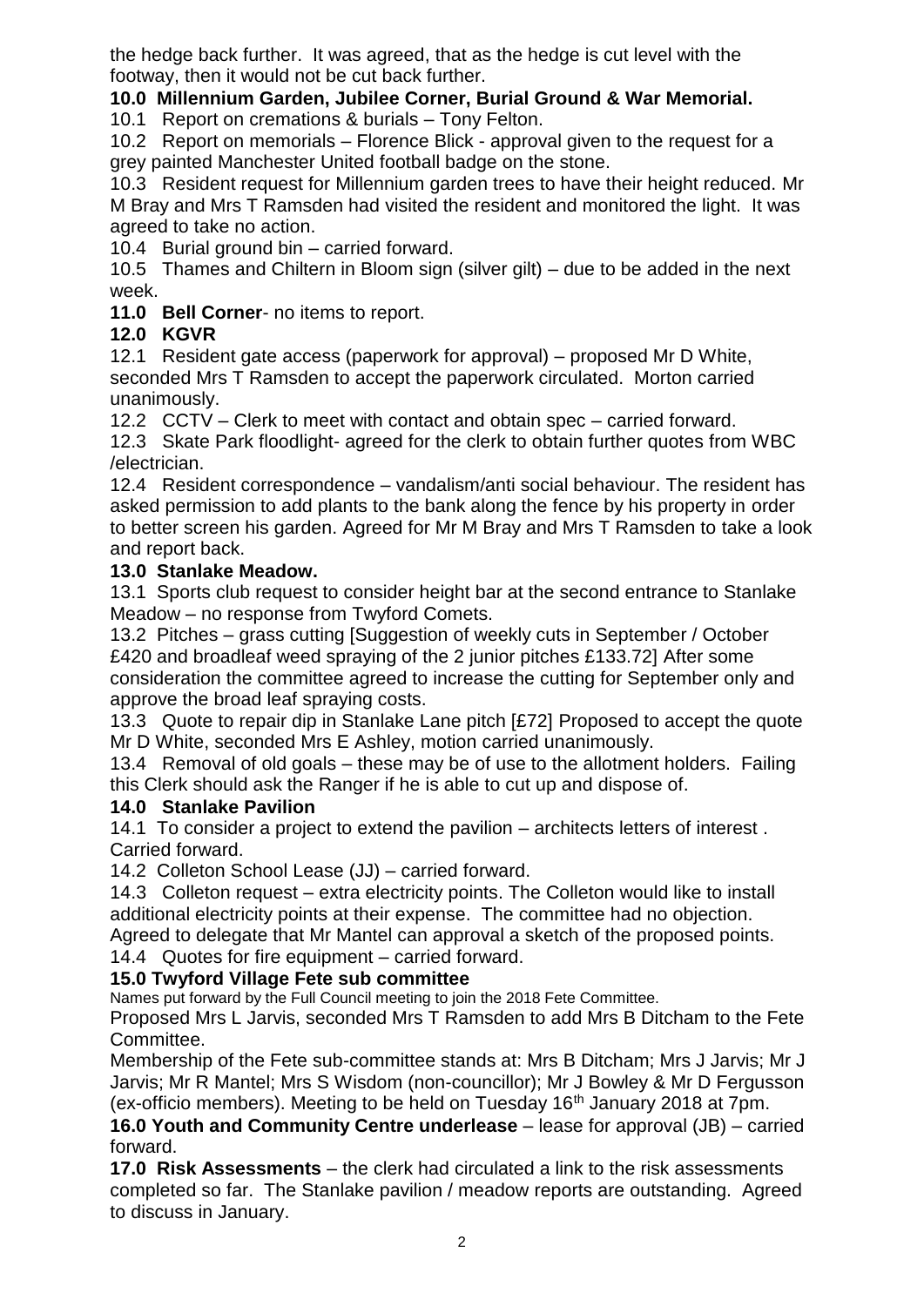the hedge back further. It was agreed, that as the hedge is cut level with the footway, then it would not be cut back further.

**10.0 Millennium Garden, Jubilee Corner, Burial Ground & War Memorial.**

10.1 Report on cremations & burials – Tony Felton.

10.2 Report on memorials – Florence Blick - approval given to the request for a grey painted Manchester United football badge on the stone.

10.3 Resident request for Millennium garden trees to have their height reduced. Mr M Bray and Mrs T Ramsden had visited the resident and monitored the light. It was agreed to take no action.

10.4 Burial ground bin – carried forward.

10.5 Thames and Chiltern in Bloom sign (silver gilt) – due to be added in the next week.

**11.0 Bell Corner**- no items to report.

**12.0 KGVR**

12.1 Resident gate access (paperwork for approval) – proposed Mr D White, seconded Mrs T Ramsden to accept the paperwork circulated. Morton carried unanimously.

12.2 CCTV – Clerk to meet with contact and obtain spec – carried forward.

12.3 Skate Park floodlight- agreed for the clerk to obtain further quotes from WBC /electrician.

12.4 Resident correspondence – vandalism/anti social behaviour. The resident has asked permission to add plants to the bank along the fence by his property in order to better screen his garden. Agreed for Mr M Bray and Mrs T Ramsden to take a look and report back.

**13.0 Stanlake Meadow.**

13.1 Sports club request to consider height bar at the second entrance to Stanlake Meadow – no response from Twyford Comets.

13.2 Pitches – grass cutting [Suggestion of weekly cuts in September / October £420 and broadleaf weed spraying of the 2 junior pitches £133.72] After some consideration the committee agreed to increase the cutting for September only and approve the broad leaf spraying costs.

13.3 Quote to repair dip in Stanlake Lane pitch [£72] Proposed to accept the quote Mr D White, seconded Mrs E Ashley, motion carried unanimously.

13.4 Removal of old goals – these may be of use to the allotment holders. Failing this Clerk should ask the Ranger if he is able to cut up and dispose of.

**14.0 Stanlake Pavilion**

14.1 To consider a project to extend the pavilion – architects letters of interest . Carried forward.

14.2 Colleton School Lease (JJ) – carried forward.

14.3 Colleton request – extra electricity points. The Colleton would like to install additional electricity points at their expense. The committee had no objection. Agreed to delegate that Mr Mantel can approval a sketch of the proposed points.

14.4 Quotes for fire equipment – carried forward.

**15.0 Twyford Village Fete sub committee**

Names put forward by the Full Council meeting to join the 2018 Fete Committee.

Proposed Mrs L Jarvis, seconded Mrs T Ramsden to add Mrs B Ditcham to the Fete Committee.

Membership of the Fete sub-committee stands at: Mrs B Ditcham; Mrs J Jarvis; Mr J Jarvis; Mr R Mantel; Mrs S Wisdom (non-councillor); Mr J Bowley & Mr D Fergusson (ex-officio members). Meeting to be held on Tuesday 16th January 2018 at 7pm.

**16.0 Youth and Community Centre underlease** – lease for approval (JB) – carried forward.

**17.0 Risk Assessments** – the clerk had circulated a link to the risk assessments completed so far. The Stanlake pavilion / meadow reports are outstanding. Agreed to discuss in January.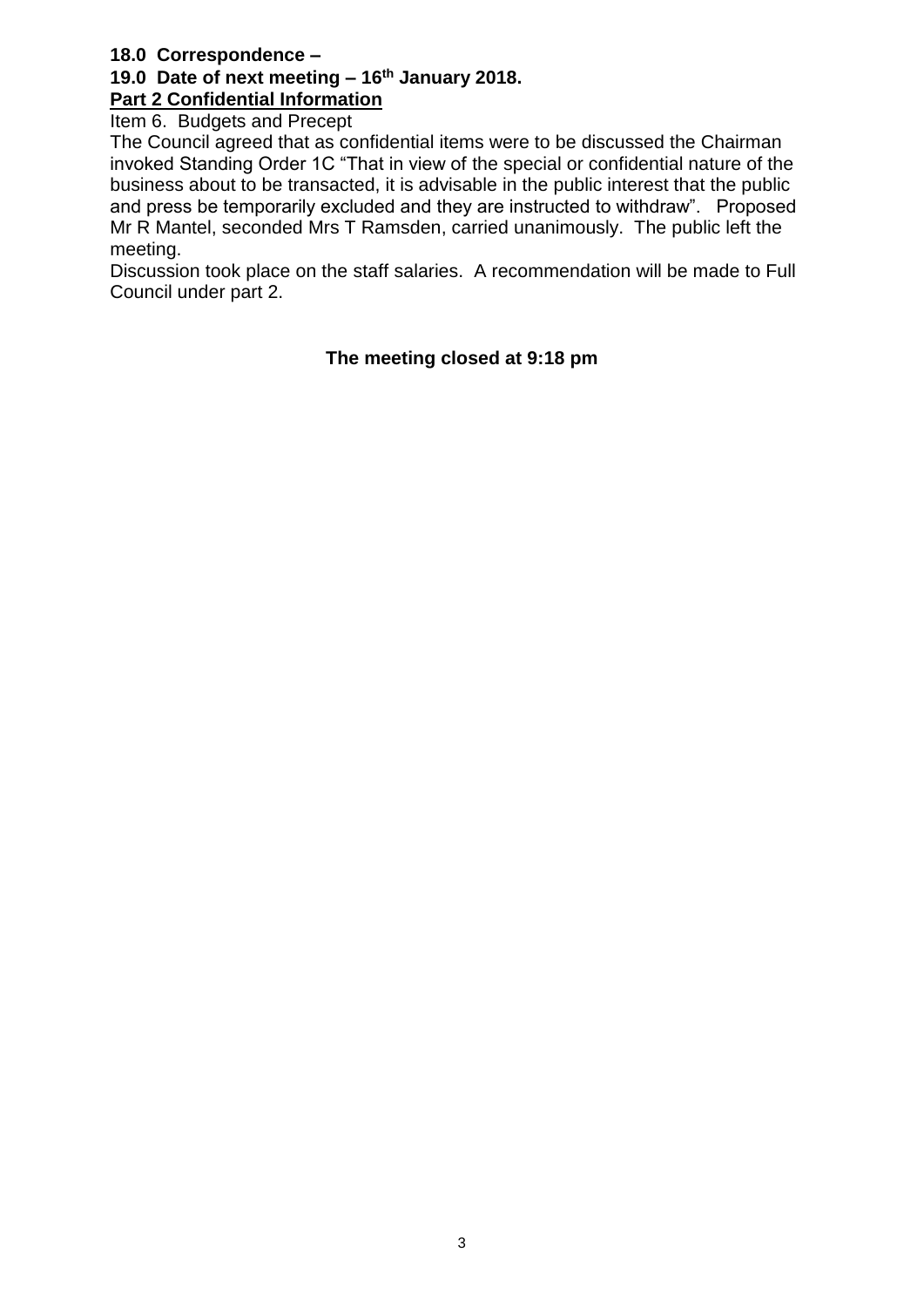**18.0 Correspondence –**

**19.0 Date of next meeting – 16th January 2018.**

**Part 2 Confidential Information**

Item 6. Budgets and Precept

The Council agreed that as confidential items were to be discussed the Chairman invoked Standing Order 1C "That in view of the special or confidential nature of the business about to be transacted, it is advisable in the public interest that the public and press be temporarily excluded and they are instructed to withdraw". Proposed Mr R Mantel, seconded Mrs T Ramsden, carried unanimously. The public left the meeting.

Discussion took place on the staff salaries. A recommendation will be made to Full Council under part 2.

**The meeting closed at 9:18 pm**